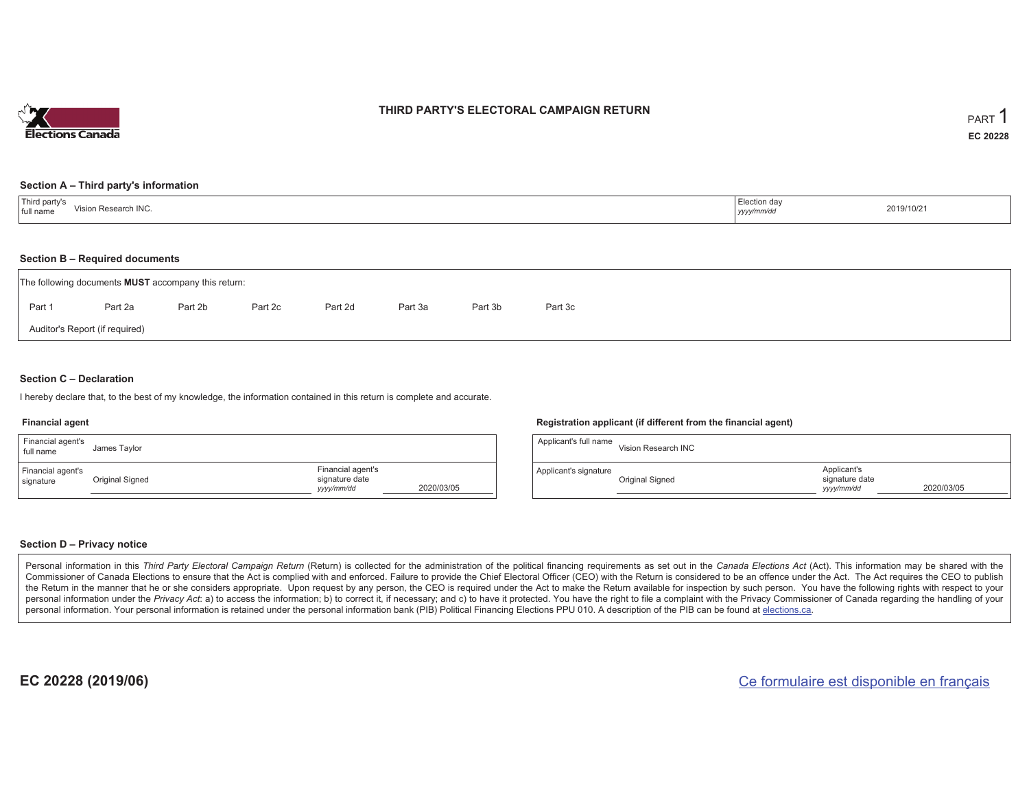# THIRD PARTY'S ELECTORAL CAMPAIGN RETURN

PART 1

EC 20228

## Section A – Third party's information

| Third party's full name | Vision Research INC. | Election day *yyyy/mm/dd* | 2019/10/21 |
|---|---|---|---|

## Section B – Required documents

The following documents **MUST** accompany this return:

Part 1 Part 2a Part 2b Part 2c Part 2d Part 3a Part 3b Part 3c

Auditor's Report (if required)

## Section C – Declaration

I hereby declare that, to the best of my knowledge, the information contained in this return is complete and accurate.

### Financial agent

| Financial agent's full name | James Taylor | | |
|---|---|---|---|
| Financial agent's signature | Original Signed | Financial agent's signature date *yyyy/mm/dd* | 2020/03/05 |

### Registration applicant (if different from the financial agent)

| Applicant's full name | Vision Research INC | | |
|---|---|---|---|
| Applicant's signature | Original Signed | Applicant's signature date *yyyy/mm/dd* | 2020/03/05 |

## Section D – Privacy notice

Personal information in this *Third Party Electoral Campaign Return* (Return) is collected for the administration of the political financing requirements as set out in the *Canada Elections Act* (Act). This information may be shared with the Commissioner of Canada Elections to ensure that the Act is complied with and enforced. Failure to provide the Chief Electoral Officer (CEO) with the Return is considered to be an offence under the Act. The Act requires the CEO to publish the Return in the manner that he or she considers appropriate. Upon request by any person, the CEO is required under the Act to make the Return available for inspection by such person. You have the following rights with respect to your personal information under the *Privacy Act*: a) to access the information; b) to correct it, if necessary; and c) to have it protected. You have the right to file a complaint with the Privacy Commissioner of Canada regarding the handling of your personal information. Your personal information is retained under the personal information bank (PIB) Political Financing Elections PPU 010. A description of the PIB can be found at elections.ca.

EC 20228 (2019/06)

Ce formulaire est disponible en français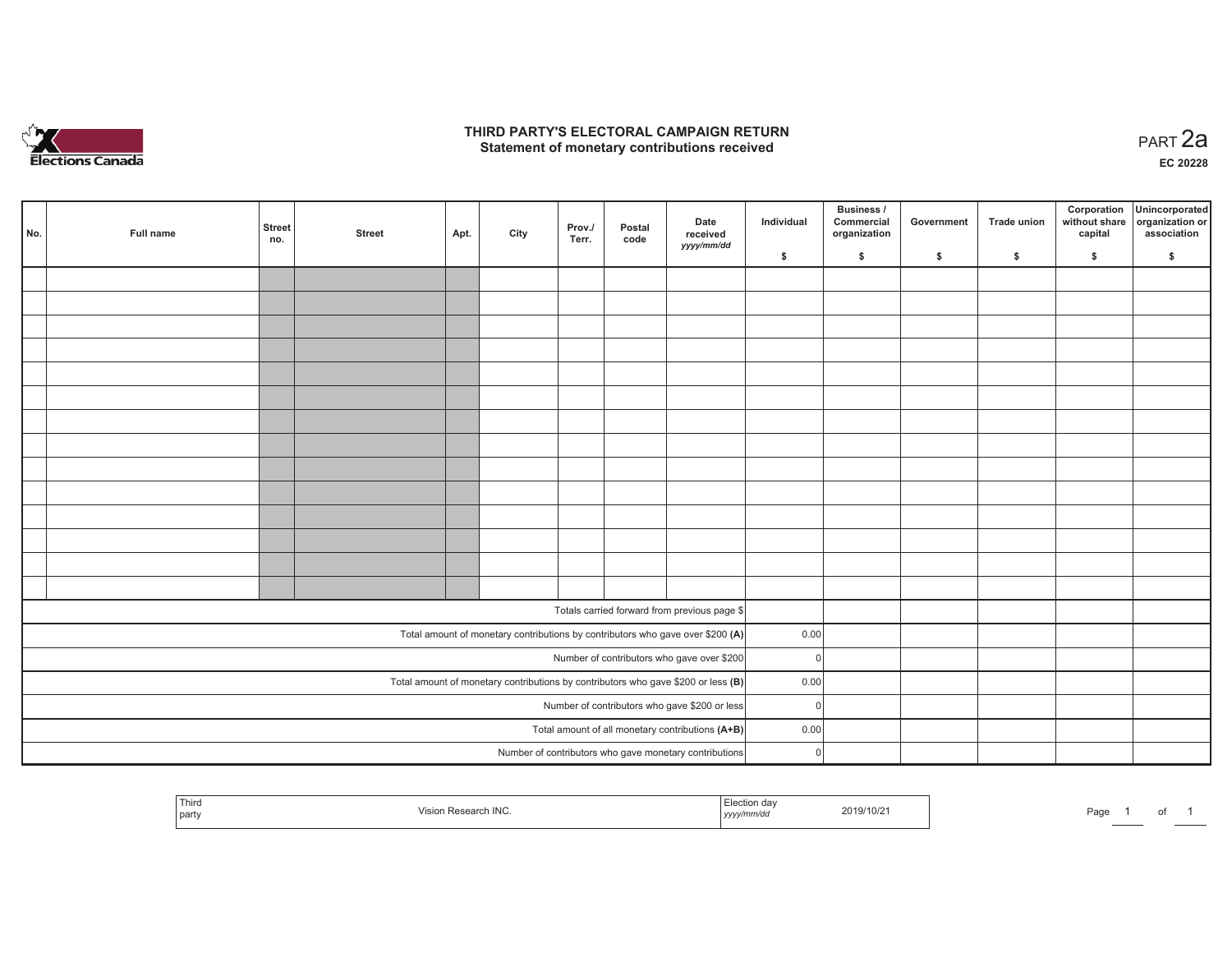# THIRD PARTY'S ELECTORAL CAMPAIGN RETURN
## Statement of monetary contributions received

PART 2a

EC 20228

| No. | Full name | Street no. | Street | Apt. | City | Prov./ Terr. | Postal code | Date received yyyy/mm/dd | Individual $ | Business / Commercial organization $ | Government $ | Trade union $ | Corporation without share capital $ | Unincorporated organization or association $ |
|---|---|---|---|---|---|---|---|---|---|---|---|---|---|---|
| | | | | | | | | | | | | | | |
| | | | | | | | | | | | | | | |
| | | | | | | | | | | | | | | |
| | | | | | | | | | | | | | | |
| | | | | | | | | | | | | | | |
| | | | | | | | | | | | | | | |
| | | | | | | | | | | | | | | |
| | | | | | | | | | | | | | | |
| | | | | | | | | | | | | | | |
| | | | | | | | | | | | | | | |
| | | | | | | | | | | | | | | |
| | | | | | | | | | | | | | | |
| | | | | | | | | | | | | | | |
| | | | | | | | | | | | | | | |
| Totals carried forward from previous page $ | | | | | | | | | | | | | | |
| Total amount of monetary contributions by contributors who gave over $200 **(A)** | | | | | | | | | 0.00 | | | | | |
| Number of contributors who gave over $200 | | | | | | | | | 0 | | | | | |
| Total amount of monetary contributions by contributors who gave $200 or less **(B)** | | | | | | | | | 0.00 | | | | | |
| Number of contributors who gave $200 or less | | | | | | | | | 0 | | | | | |
| Total amount of all monetary contributions **(A+B)** | | | | | | | | | 0.00 | | | | | |
| Number of contributors who gave monetary contributions | | | | | | | | | 0 | | | | | |

| Third party | Vision Research INC. | Election day yyyy/mm/dd | 2019/10/21 |
|---|---|---|---|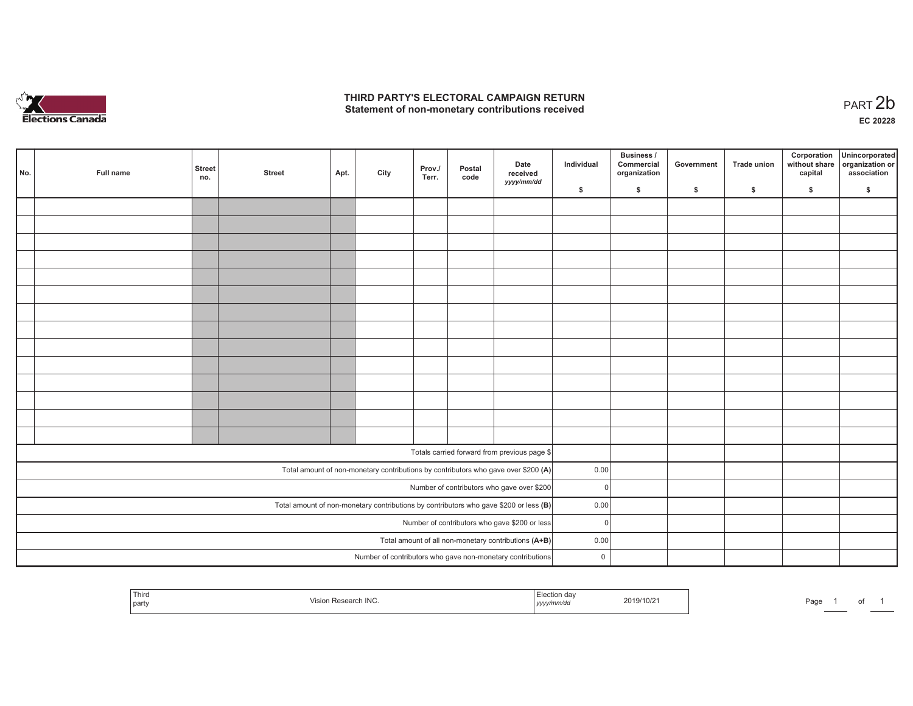# THIRD PARTY'S ELECTORAL CAMPAIGN RETURN
## Statement of non-monetary contributions received

PART 2b

**EC 20228**

| No. | Full name | Street no. | Street | Apt. | City | Prov./ Terr. | Postal code | Date received yyyy/mm/dd | Individual $ | Business / Commercial organization $ | Government $ | Trade union $ | Corporation without share capital $ | Unincorporated organization or association $ |
|---|---|---|---|---|---|---|---|---|---|---|---|---|---|---|
| | | | | | | | | | | | | | | |
| | | | | | | | | | | | | | | |
| | | | | | | | | | | | | | | |
| | | | | | | | | | | | | | | |
| | | | | | | | | | | | | | | |
| | | | | | | | | | | | | | | |
| | | | | | | | | | | | | | | |
| | | | | | | | | | | | | | | |
| | | | | | | | | | | | | | | |
| | | | | | | | | | | | | | | |
| | | | | | | | | | | | | | | |
| | | | | | | | | | | | | | | |
| | | | | | | | | | | | | | | |
| | | | | | | | | | | | | | | |
| Totals carried forward from previous page $ | | | | | | | | | | | | | | |
| Total amount of non-monetary contributions by contributors who gave over $200 **(A)** | | | | | | | | | 0.00 | | | | | |
| Number of contributors who gave over $200 | | | | | | | | | 0 | | | | | |
| Total amount of non-monetary contributions by contributors who gave $200 or less **(B)** | | | | | | | | | 0.00 | | | | | |
| Number of contributors who gave $200 or less | | | | | | | | | 0 | | | | | |
| Total amount of all non-monetary contributions **(A+B)** | | | | | | | | | 0.00 | | | | | |
| Number of contributors who gave non-monetary contributions | | | | | | | | | 0 | | | | | |

| Third party | Vision Research INC. | Election day yyyy/mm/dd | 2019/10/21 |
|---|---|---|---|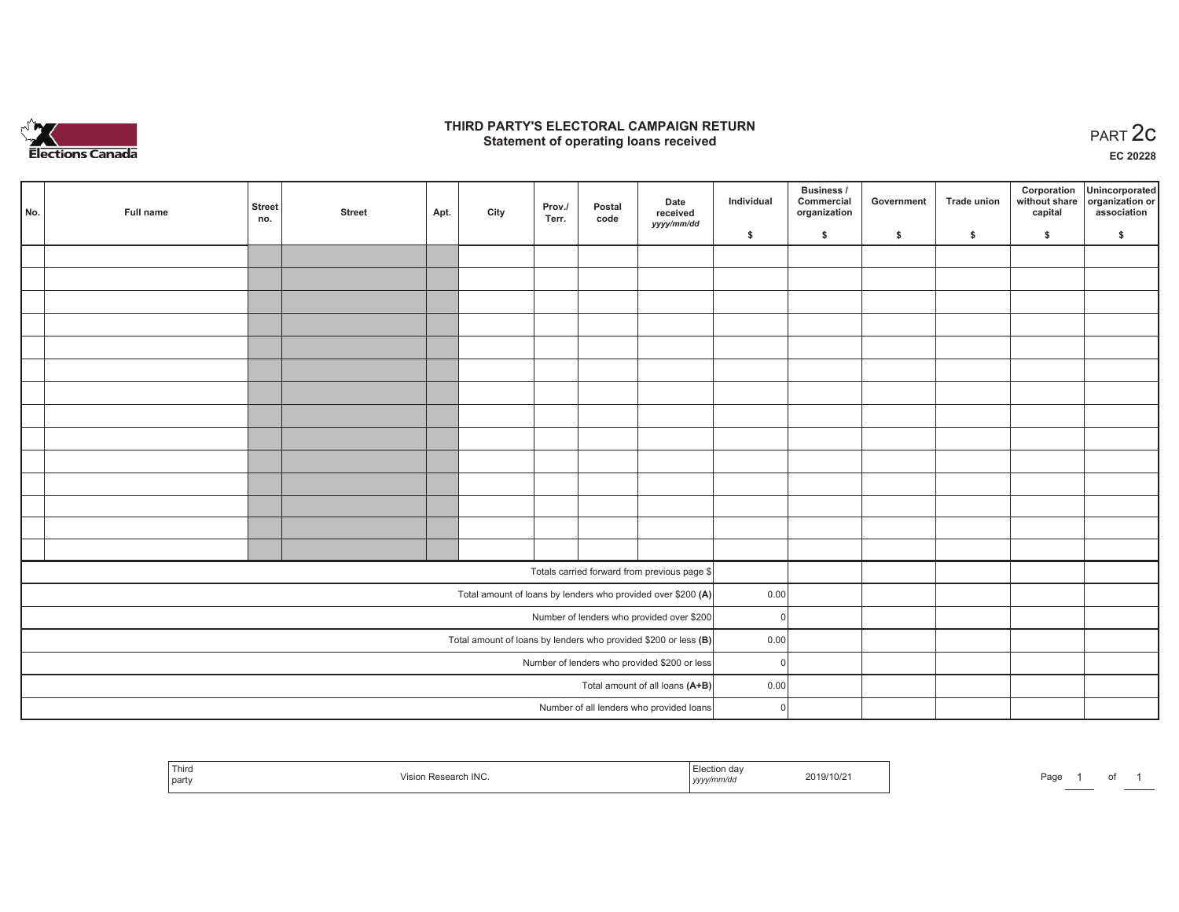# THIRD PARTY'S ELECTORAL CAMPAIGN RETURN
## Statement of operating loans received

PART 2c

EC 20228

| No. | Full name | Street no. | Street | Apt. | City | Prov./ Terr. | Postal code | Date received yyyy/mm/dd | Individual $ | Business / Commercial organization $ | Government $ | Trade union $ | Corporation without share capital $ | Unincorporated organization or association $ |
|---|---|---|---|---|---|---|---|---|---|---|---|---|---|---|
| | | | | | | | | | | | | | | |
| | | | | | | | | | | | | | | |
| | | | | | | | | | | | | | | |
| | | | | | | | | | | | | | | |
| | | | | | | | | | | | | | | |
| | | | | | | | | | | | | | | |
| | | | | | | | | | | | | | | |
| | | | | | | | | | | | | | | |
| | | | | | | | | | | | | | | |
| | | | | | | | | | | | | | | |
| | | | | | | | | | | | | | | |
| | | | | | | | | | | | | | | |
| | | | | | | | | | | | | | | |
| | | | | | | | | | | | | | | |
| Totals carried forward from previous page $ | | | | | | | | | | | | | | |
| Total amount of loans by lenders who provided over $200 **(A)** | | | | | | | | | 0.00 | | | | | |
| Number of lenders who provided over $200 | | | | | | | | | 0 | | | | | |
| Total amount of loans by lenders who provided $200 or less **(B)** | | | | | | | | | 0.00 | | | | | |
| Number of lenders who provided $200 or less | | | | | | | | | 0 | | | | | |
| Total amount of all loans **(A+B)** | | | | | | | | | 0.00 | | | | | |
| Number of all lenders who provided loans | | | | | | | | | 0 | | | | | |

| Third party | Vision Research INC. | Election day yyyy/mm/dd | 2019/10/21 |
|---|---|---|---|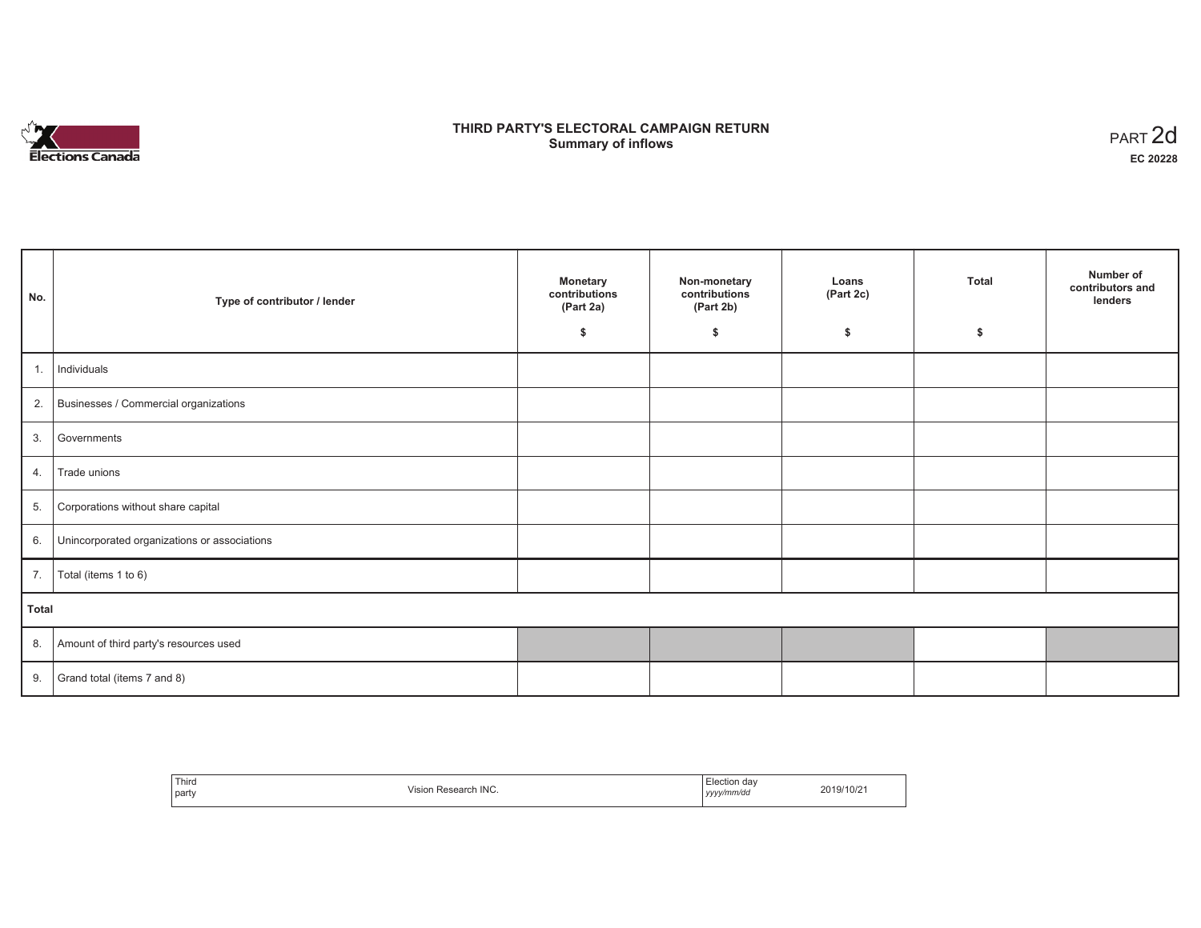# THIRD PARTY'S ELECTORAL CAMPAIGN RETURN
## Summary of inflows

PART 2d

**EC 20228**

| No. | Type of contributor / lender | Monetary contributions (Part 2a) $ | Non-monetary contributions (Part 2b) $ | Loans (Part 2c) $ | Total $ | Number of contributors and lenders |
|---|---|---|---|---|---|---|
| 1. | Individuals | | | | | |
| 2. | Businesses / Commercial organizations | | | | | |
| 3. | Governments | | | | | |
| 4. | Trade unions | | | | | |
| 5. | Corporations without share capital | | | | | |
| 6. | Unincorporated organizations or associations | | | | | |
| 7. | Total (items 1 to 6) | | | | | |
| **Total** | | | | | | |
| 8. | Amount of third party's resources used | | | | | |
| 9. | Grand total (items 7 and 8) | | | | | |

| Third party | Vision Research INC. | Election day *yyyy/mm/dd* | 2019/10/21 |
|---|---|---|---|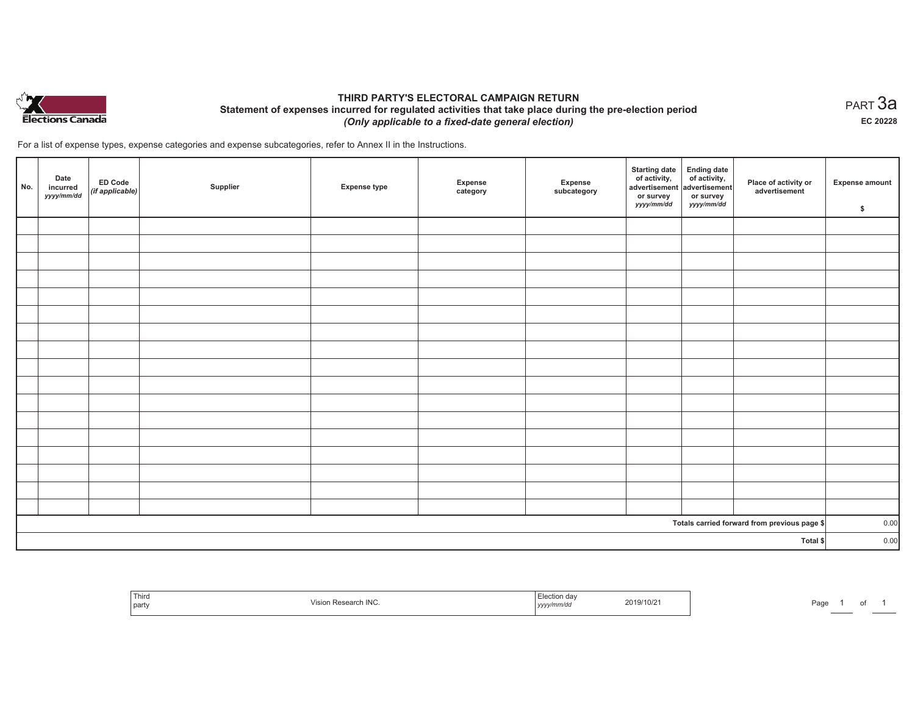# THIRD PARTY'S ELECTORAL CAMPAIGN RETURN

## Statement of expenses incurred for regulated activities that take place during the pre-election period

*(Only applicable to a fixed-date general election)*

PART 3a

EC 20228

For a list of expense types, expense categories and expense subcategories, refer to Annex II in the Instructions.

| No. | Date incurred *yyyy/mm/dd* | ED Code *(if applicable)* | Supplier | Expense type | Expense category | Expense subcategory | Starting date of activity, advertisement or survey *yyyy/mm/dd* | Ending date of activity, advertisement or survey *yyyy/mm/dd* | Place of activity or advertisement | Expense amount $ |
|---|---|---|---|---|---|---|---|---|---|---|
| | | | | | | | | | | |
| | | | | | | | | | | |
| | | | | | | | | | | |
| | | | | | | | | | | |
| | | | | | | | | | | |
| | | | | | | | | | | |
| | | | | | | | | | | |
| | | | | | | | | | | |
| | | | | | | | | | | |
| | | | | | | | | | | |
| | | | | | | | | | | |
| | | | | | | | | | | |
| | | | | | | | | | | |
| | | | | | | | | | | |
| | | | | | | | | | | |
| | | | | | | | | | | |
| | | | | | | | | | | |
| | | | | | | | | | **Totals carried forward from previous page $** | 0.00 |
| | | | | | | | | | **Total $** | 0.00 |

| Third party | Vision Research INC. | Election day *yyyy/mm/dd* | 2019/10/21 |
|---|---|---|---|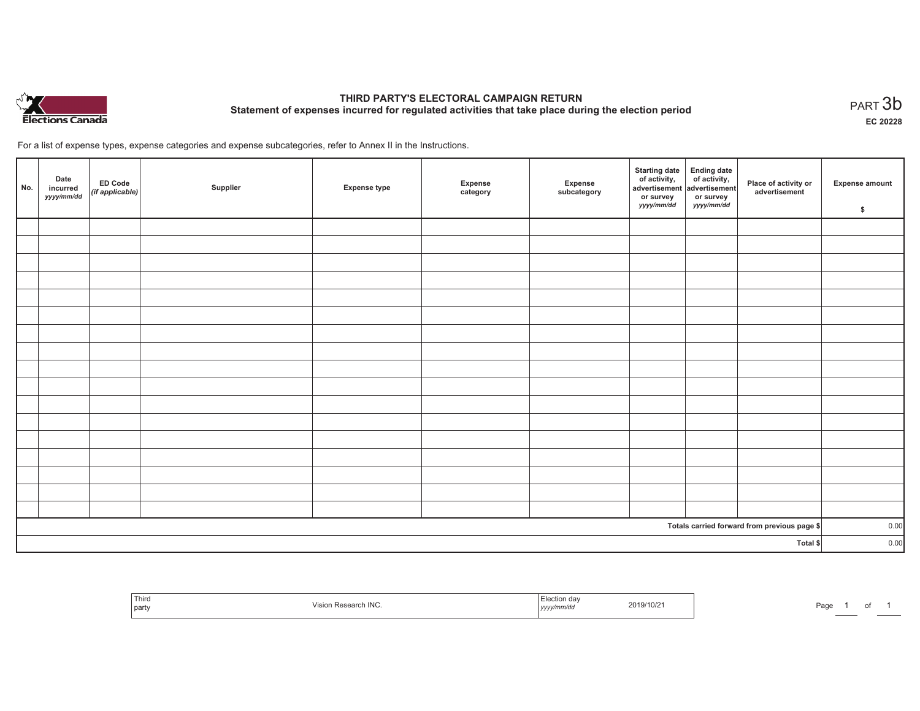Elections Canada

# THIRD PARTY'S ELECTORAL CAMPAIGN RETURN
## Statement of expenses incurred for regulated activities that take place during the election period

PART 3b

**EC 20228**

For a list of expense types, expense categories and expense subcategories, refer to Annex II in the Instructions.

| No. | Date incurred *yyyy/mm/dd* | ED Code *(if applicable)* | Supplier | Expense type | Expense category | Expense subcategory | Starting date of activity, advertisement or survey *yyyy/mm/dd* | Ending date of activity, advertisement or survey *yyyy/mm/dd* | Place of activity or advertisement | Expense amount $ |
|---|---|---|---|---|---|---|---|---|---|---|
| | | | | | | | | | | |
| | | | | | | | | | | |
| | | | | | | | | | | |
| | | | | | | | | | | |
| | | | | | | | | | | |
| | | | | | | | | | | |
| | | | | | | | | | | |
| | | | | | | | | | | |
| | | | | | | | | | | |
| | | | | | | | | | | |
| | | | | | | | | | | |
| | | | | | | | | | | |
| | | | | | | | | | | |
| | | | | | | | | | | |
| | | | | | | | | | | |
| | | | | | | | | | | |
| | | | | | | | | | | |
| | | | | | | | | | Totals carried forward from previous page $ | 0.00 |
| | | | | | | | | | Total $ | 0.00 |

| Third party | Vision Research INC. | Election day *yyyy/mm/dd* | 2019/10/21 |
|---|---|---|---|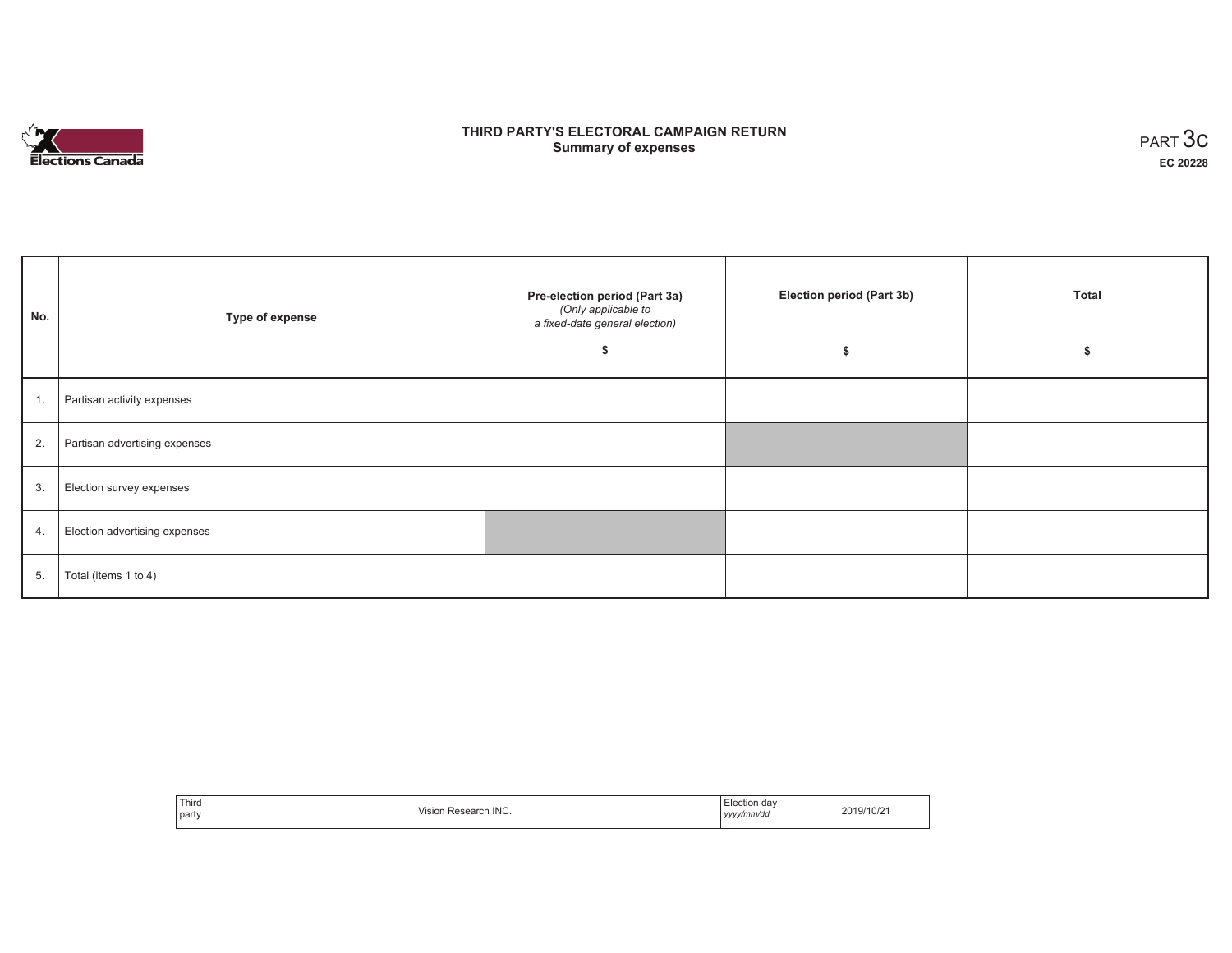Elections Canada

# THIRD PARTY'S ELECTORAL CAMPAIGN RETURN
## Summary of expenses

PART 3c
**EC 20228**

| No. | Type of expense | Pre-election period (Part 3a) *(Only applicable to a fixed-date general election)* $ | Election period (Part 3b) $ | Total $ |
|---|---|---|---|---|
| 1. | Partisan activity expenses | | | |
| 2. | Partisan advertising expenses | | | |
| 3. | Election survey expenses | | | |
| 4. | Election advertising expenses | | | |
| 5. | Total (items 1 to 4) | | | |

| Third party | Vision Research INC. | Election day *yyyy/mm/dd* | 2019/10/21 |
|---|---|---|---|